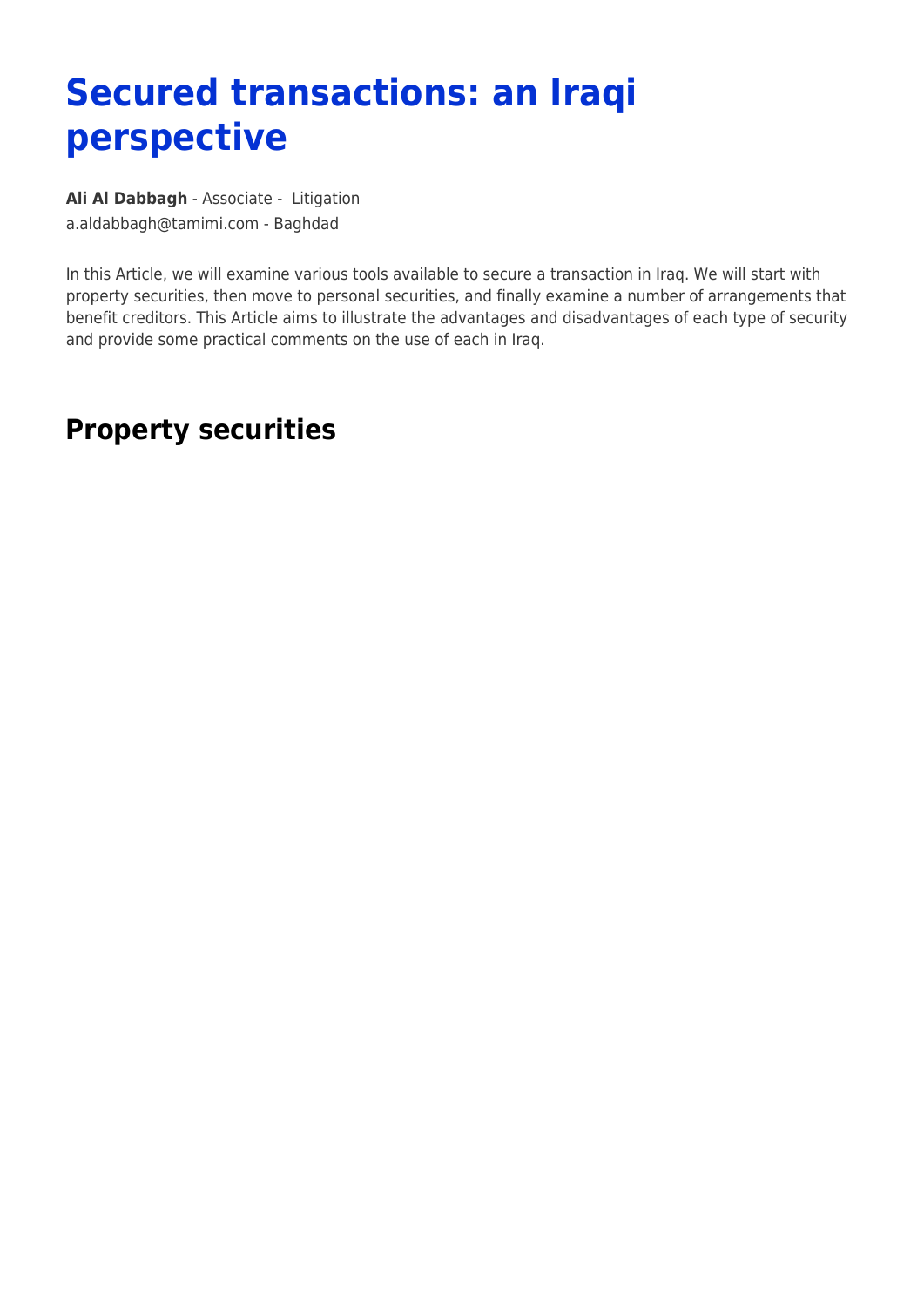# Secured transactions: an Iraqi perspective

**Ali Al Dabbagh** - Associate - Litigation
a.aldabbagh@tamimi.com - Baghdad

In this Article, we will examine various tools available to secure a transaction in Iraq. We will start with property securities, then move to personal securities, and finally examine a number of arrangements that benefit creditors. This Article aims to illustrate the advantages and disadvantages of each type of security and provide some practical comments on the use of each in Iraq.

## Property securities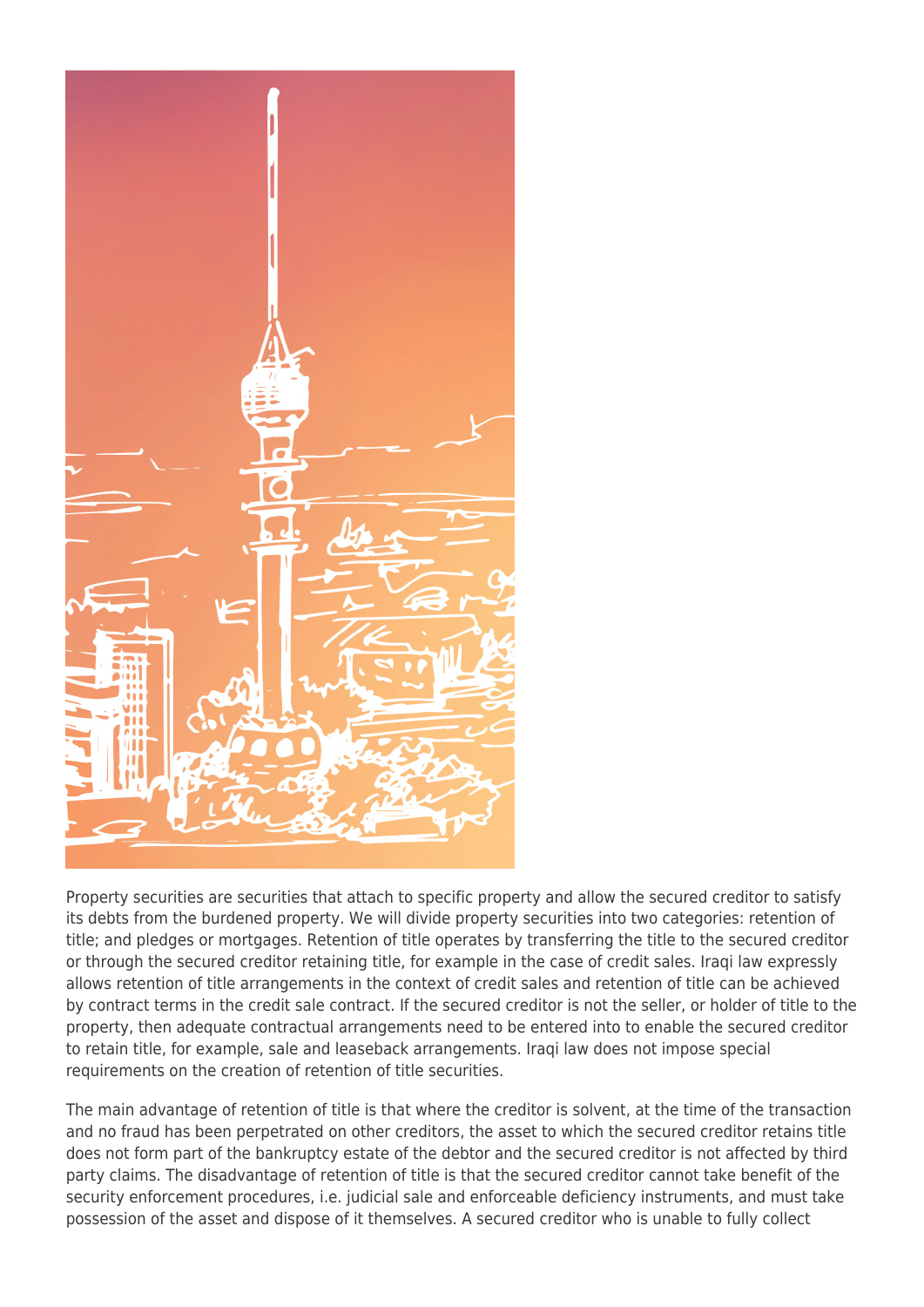Property securities are securities that attach to specific property and allow the secured creditor to satisfy its debts from the burdened property. We will divide property securities into two categories: retention of title; and pledges or mortgages. Retention of title operates by transferring the title to the secured creditor or through the secured creditor retaining title, for example in the case of credit sales. Iraqi law expressly allows retention of title arrangements in the context of credit sales and retention of title can be achieved by contract terms in the credit sale contract. If the secured creditor is not the seller, or holder of title to the property, then adequate contractual arrangements need to be entered into to enable the secured creditor to retain title, for example, sale and leaseback arrangements. Iraqi law does not impose special requirements on the creation of retention of title securities.

The main advantage of retention of title is that where the creditor is solvent, at the time of the transaction and no fraud has been perpetrated on other creditors, the asset to which the secured creditor retains title does not form part of the bankruptcy estate of the debtor and the secured creditor is not affected by third party claims. The disadvantage of retention of title is that the secured creditor cannot take benefit of the security enforcement procedures, i.e. judicial sale and enforceable deficiency instruments, and must take possession of the asset and dispose of it themselves. A secured creditor who is unable to fully collect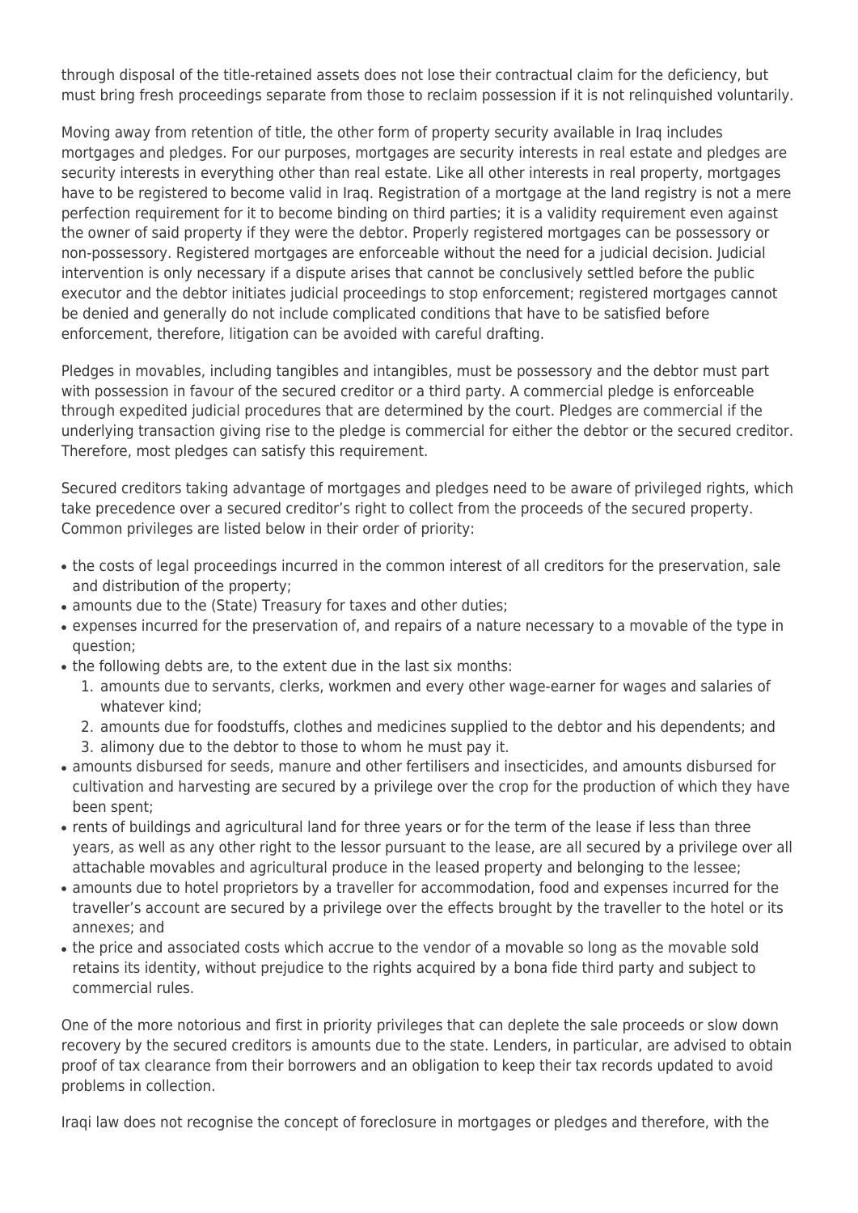through disposal of the title-retained assets does not lose their contractual claim for the deficiency, but must bring fresh proceedings separate from those to reclaim possession if it is not relinquished voluntarily.

Moving away from retention of title, the other form of property security available in Iraq includes mortgages and pledges. For our purposes, mortgages are security interests in real estate and pledges are security interests in everything other than real estate. Like all other interests in real property, mortgages have to be registered to become valid in Iraq. Registration of a mortgage at the land registry is not a mere perfection requirement for it to become binding on third parties; it is a validity requirement even against the owner of said property if they were the debtor. Properly registered mortgages can be possessory or non-possessory. Registered mortgages are enforceable without the need for a judicial decision. Judicial intervention is only necessary if a dispute arises that cannot be conclusively settled before the public executor and the debtor initiates judicial proceedings to stop enforcement; registered mortgages cannot be denied and generally do not include complicated conditions that have to be satisfied before enforcement, therefore, litigation can be avoided with careful drafting.

Pledges in movables, including tangibles and intangibles, must be possessory and the debtor must part with possession in favour of the secured creditor or a third party. A commercial pledge is enforceable through expedited judicial procedures that are determined by the court. Pledges are commercial if the underlying transaction giving rise to the pledge is commercial for either the debtor or the secured creditor. Therefore, most pledges can satisfy this requirement.

Secured creditors taking advantage of mortgages and pledges need to be aware of privileged rights, which take precedence over a secured creditor's right to collect from the proceeds of the secured property. Common privileges are listed below in their order of priority:

- the costs of legal proceedings incurred in the common interest of all creditors for the preservation, sale and distribution of the property;
- amounts due to the (State) Treasury for taxes and other duties;
- expenses incurred for the preservation of, and repairs of a nature necessary to a movable of the type in question;
- the following debts are, to the extent due in the last six months:
  1. amounts due to servants, clerks, workmen and every other wage-earner for wages and salaries of whatever kind;
  2. amounts due for foodstuffs, clothes and medicines supplied to the debtor and his dependents; and
  3. alimony due to the debtor to those to whom he must pay it.
- amounts disbursed for seeds, manure and other fertilisers and insecticides, and amounts disbursed for cultivation and harvesting are secured by a privilege over the crop for the production of which they have been spent;
- rents of buildings and agricultural land for three years or for the term of the lease if less than three years, as well as any other right to the lessor pursuant to the lease, are all secured by a privilege over all attachable movables and agricultural produce in the leased property and belonging to the lessee;
- amounts due to hotel proprietors by a traveller for accommodation, food and expenses incurred for the traveller's account are secured by a privilege over the effects brought by the traveller to the hotel or its annexes; and
- the price and associated costs which accrue to the vendor of a movable so long as the movable sold retains its identity, without prejudice to the rights acquired by a bona fide third party and subject to commercial rules.

One of the more notorious and first in priority privileges that can deplete the sale proceeds or slow down recovery by the secured creditors is amounts due to the state. Lenders, in particular, are advised to obtain proof of tax clearance from their borrowers and an obligation to keep their tax records updated to avoid problems in collection.

Iraqi law does not recognise the concept of foreclosure in mortgages or pledges and therefore, with the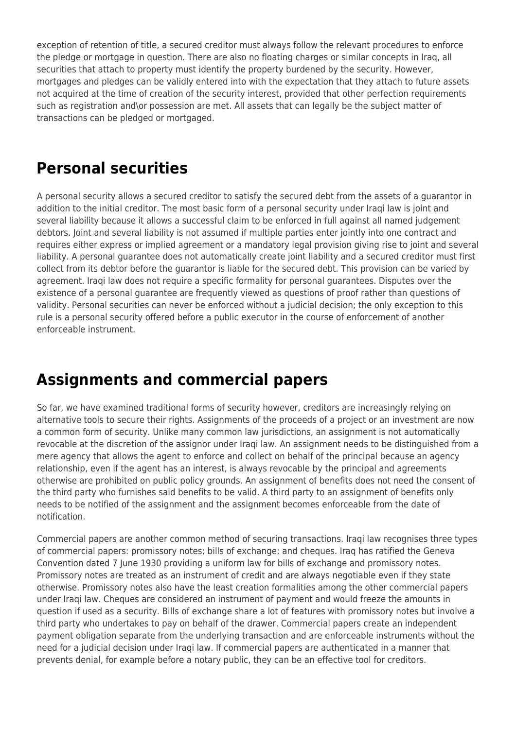exception of retention of title, a secured creditor must always follow the relevant procedures to enforce the pledge or mortgage in question. There are also no floating charges or similar concepts in Iraq, all securities that attach to property must identify the property burdened by the security. However, mortgages and pledges can be validly entered into with the expectation that they attach to future assets not acquired at the time of creation of the security interest, provided that other perfection requirements such as registration and\or possession are met. All assets that can legally be the subject matter of transactions can be pledged or mortgaged.

## Personal securities

A personal security allows a secured creditor to satisfy the secured debt from the assets of a guarantor in addition to the initial creditor. The most basic form of a personal security under Iraqi law is joint and several liability because it allows a successful claim to be enforced in full against all named judgement debtors. Joint and several liability is not assumed if multiple parties enter jointly into one contract and requires either express or implied agreement or a mandatory legal provision giving rise to joint and several liability. A personal guarantee does not automatically create joint liability and a secured creditor must first collect from its debtor before the guarantor is liable for the secured debt. This provision can be varied by agreement. Iraqi law does not require a specific formality for personal guarantees. Disputes over the existence of a personal guarantee are frequently viewed as questions of proof rather than questions of validity. Personal securities can never be enforced without a judicial decision; the only exception to this rule is a personal security offered before a public executor in the course of enforcement of another enforceable instrument.

## Assignments and commercial papers

So far, we have examined traditional forms of security however, creditors are increasingly relying on alternative tools to secure their rights. Assignments of the proceeds of a project or an investment are now a common form of security. Unlike many common law jurisdictions, an assignment is not automatically revocable at the discretion of the assignor under Iraqi law. An assignment needs to be distinguished from a mere agency that allows the agent to enforce and collect on behalf of the principal because an agency relationship, even if the agent has an interest, is always revocable by the principal and agreements otherwise are prohibited on public policy grounds. An assignment of benefits does not need the consent of the third party who furnishes said benefits to be valid. A third party to an assignment of benefits only needs to be notified of the assignment and the assignment becomes enforceable from the date of notification.

Commercial papers are another common method of securing transactions. Iraqi law recognises three types of commercial papers: promissory notes; bills of exchange; and cheques. Iraq has ratified the Geneva Convention dated 7 June 1930 providing a uniform law for bills of exchange and promissory notes. Promissory notes are treated as an instrument of credit and are always negotiable even if they state otherwise. Promissory notes also have the least creation formalities among the other commercial papers under Iraqi law. Cheques are considered an instrument of payment and would freeze the amounts in question if used as a security. Bills of exchange share a lot of features with promissory notes but involve a third party who undertakes to pay on behalf of the drawer. Commercial papers create an independent payment obligation separate from the underlying transaction and are enforceable instruments without the need for a judicial decision under Iraqi law. If commercial papers are authenticated in a manner that prevents denial, for example before a notary public, they can be an effective tool for creditors.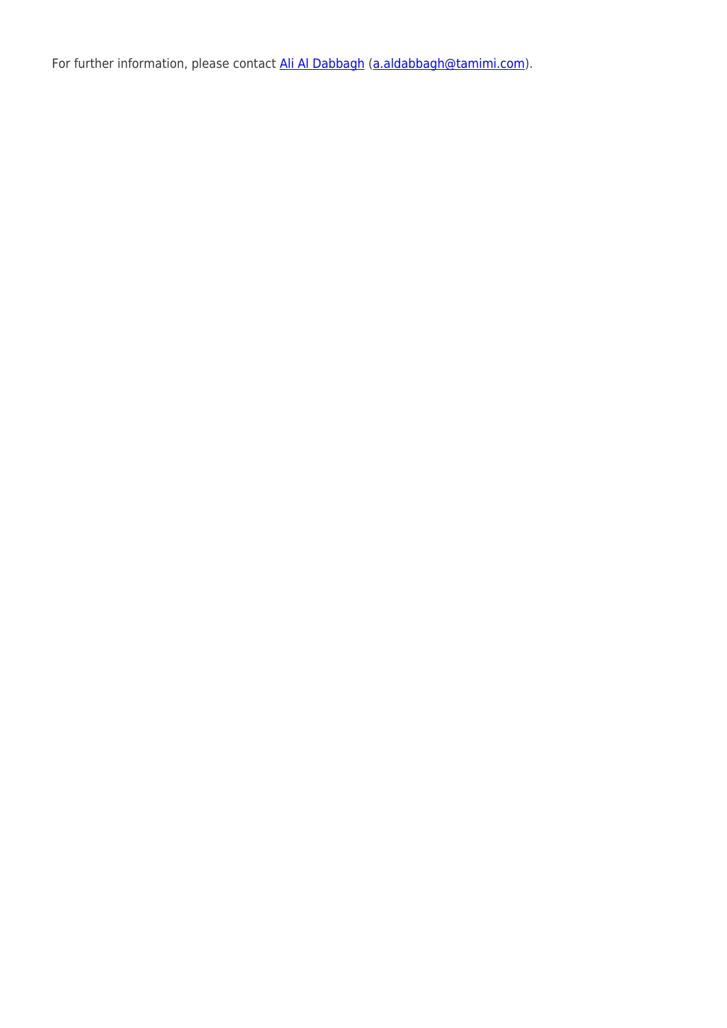For further information, please contact [Ali Al Dabbagh](a.aldabbagh@tamimi.com) ([a.aldabbagh@tamimi.com](mailto:a.aldabbagh@tamimi.com)).